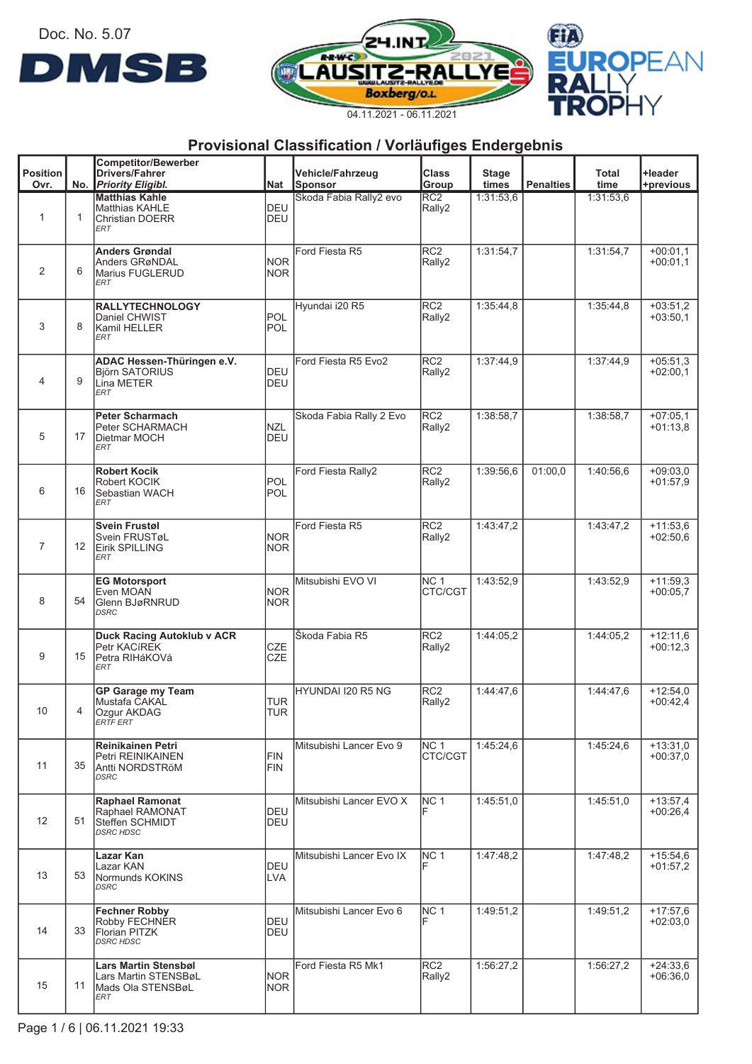Doc. No. 5.07

DMSB

24.INT. LAUSITZ-RALLYE 2021 Boxberg/O.L.

04.11.2021 - 06.11.2021

FIA EUROPEAN RALLY TROPHY

## Provisional Classification / Vorläufiges Endergebnis

| Position Ovr. | No. | Competitor/Bewerber Drivers/Fahrer *Priority Eligibl.* | Nat | Vehicle/Fahrzeug Sponsor | Class Group | Stage times | Penalties | Total time | +leader +previous |
|---|---|---|---|---|---|---|---|---|---|
| 1 | 1 | **Matthias Kahle** Matthias KAHLE Christian DOERR *ERT* | DEU DEU | Skoda Fabia Rally2 evo | RC2 Rally2 | 1:31:53,6 | | 1:31:53,6 | |
| 2 | 6 | **Anders Grøndal** Anders GRøNDAL Marius FUGLERUD *ERT* | NOR NOR | Ford Fiesta R5 | RC2 Rally2 | 1:31:54,7 | | 1:31:54,7 | +00:01,1 +00:01,1 |
| 3 | 8 | **RALLYTECHNOLOGY** Daniel CHWIST Kamil HELLER *ERT* | POL POL | Hyundai i20 R5 | RC2 Rally2 | 1:35:44,8 | | 1:35:44,8 | +03:51,2 +03:50,1 |
| 4 | 9 | **ADAC Hessen-Thüringen e.V.** Björn SATORIUS Lina METER *ERT* | DEU DEU | Ford Fiesta R5 Evo2 | RC2 Rally2 | 1:37:44,9 | | 1:37:44,9 | +05:51,3 +02:00,1 |
| 5 | 17 | **Peter Scharmach** Peter SCHARMACH Dietmar MOCH *ERT* | NZL DEU | Skoda Fabia Rally 2 Evo | RC2 Rally2 | 1:38:58,7 | | 1:38:58,7 | +07:05,1 +01:13,8 |
| 6 | 16 | **Robert Kocik** Robert KOCIK Sebastian WACH *ERT* | POL POL | Ford Fiesta Rally2 | RC2 Rally2 | 1:39:56,6 | 01:00,0 | 1:40:56,6 | +09:03,0 +01:57,9 |
| 7 | 12 | **Svein Frustøl** Svein FRUSTøL Eirik SPILLING *ERT* | NOR NOR | Ford Fiesta R5 | RC2 Rally2 | 1:43:47,2 | | 1:43:47,2 | +11:53,6 +02:50,6 |
| 8 | 54 | **EG Motorsport** Even MOAN Glenn BJøRNRUD *DSRC* | NOR NOR | Mitsubishi EVO VI | NC 1 CTC/CGT | 1:43:52,9 | | 1:43:52,9 | +11:59,3 +00:05,7 |
| 9 | 15 | **Duck Racing Autoklub v ACR** Petr KACíREK Petra RIHáKOVá *ERT* | CZE CZE | Škoda Fabia R5 | RC2 Rally2 | 1:44:05,2 | | 1:44:05,2 | +12:11,6 +00:12,3 |
| 10 | 4 | **GP Garage my Team** Mustafa CAKAL Ozgur AKDAG *ERTF ERT* | TUR TUR | HYUNDAI I20 R5 NG | RC2 Rally2 | 1:44:47,6 | | 1:44:47,6 | +12:54,0 +00:42,4 |
| 11 | 35 | **Reinikainen Petri** Petri REINIKAINEN Antti NORDSTRöM *DSRC* | FIN FIN | Mitsubishi Lancer Evo 9 | NC 1 CTC/CGT | 1:45:24,6 | | 1:45:24,6 | +13:31,0 +00:37,0 |
| 12 | 51 | **Raphael Ramonat** Raphael RAMONAT Steffen SCHMIDT *DSRC HDSC* | DEU DEU | Mitsubishi Lancer EVO X | NC 1 F | 1:45:51,0 | | 1:45:51,0 | +13:57,4 +00:26,4 |
| 13 | 53 | **Lazar Kan** Lazar KAN Normunds KOKINS *DSRC* | DEU LVA | Mitsubishi Lancer Evo IX | NC 1 F | 1:47:48,2 | | 1:47:48,2 | +15:54,6 +01:57,2 |
| 14 | 33 | **Fechner Robby** Robby FECHNER Florian PITZK *DSRC HDSC* | DEU DEU | Mitsubishi Lancer Evo 6 | NC 1 F | 1:49:51,2 | | 1:49:51,2 | +17:57,6 +02:03,0 |
| 15 | 11 | **Lars Martin Stensbøl** Lars Martin STENSBøL Mads Ola STENSBøL *ERT* | NOR NOR | Ford Fiesta R5 Mk1 | RC2 Rally2 | 1:56:27,2 | | 1:56:27,2 | +24:33,6 +06:36,0 |

Page 1 / 6 | 06.11.2021 19:33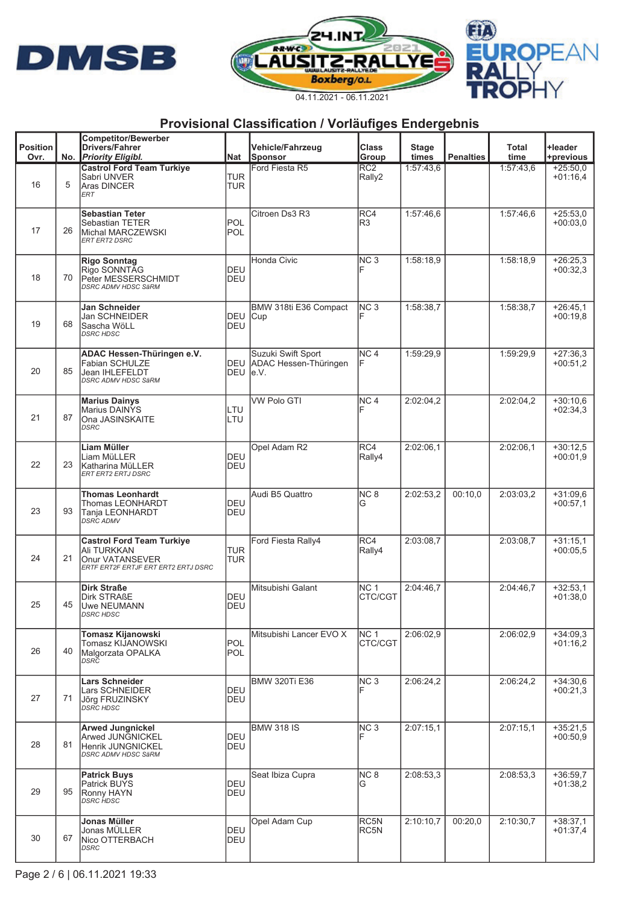24.INT. LAUSITZ-RALLYE 2021 Boxberg/O.L.

04.11.2021 - 06.11.2021

## Provisional Classification / Vorläufiges Endergebnis

| Position Ovr. | No. | Competitor/Bewerber Drivers/Fahrer *Priority Eligibl.* | Nat | Vehicle/Fahrzeug Sponsor | Class Group | Stage times | Penalties | Total time | +leader +previous |
|---|---|---|---|---|---|---|---|---|---|
| 16 | 5 | **Castrol Ford Team Turkiye** Sabri UNVER Aras DINCER *ERT* | TUR TUR | Ford Fiesta R5 | RC2 Rally2 | 1:57:43,6 | | 1:57:43,6 | +25:50,0 +01:16,4 |
| 17 | 26 | **Sebastian Teter** Sebastian TETER Michal MARCZEWSKI *ERT ERT2 DSRC* | POL POL | Citroen Ds3 R3 | RC4 R3 | 1:57:46,6 | | 1:57:46,6 | +25:53,0 +00:03,0 |
| 18 | 70 | **Rigo Sonntag** Rigo SONNTAG Peter MESSERSCHMIDT *DSRC ADMV HDSC SäRM* | DEU DEU | Honda Civic | NC 3 F | 1:58:18,9 | | 1:58:18,9 | +26:25,3 +00:32,3 |
| 19 | 68 | **Jan Schneider** Jan SCHNEIDER Sascha WöLL *DSRC HDSC* | DEU DEU | BMW 318ti E36 Compact Cup | NC 3 F | 1:58:38,7 | | 1:58:38,7 | +26:45,1 +00:19,8 |
| 20 | 85 | **ADAC Hessen-Thüringen e.V.** Fabian SCHULZE Jean IHLEFELDT *DSRC ADMV HDSC SäRM* | DEU DEU | Suzuki Swift Sport ADAC Hessen-Thüringen e.V. | NC 4 F | 1:59:29,9 | | 1:59:29,9 | +27:36,3 +00:51,2 |
| 21 | 87 | **Marius Dainys** Marius DAINYS Ona JASINSKAITE *DSRC* | LTU LTU | VW Polo GTI | NC 4 F | 2:02:04,2 | | 2:02:04,2 | +30:10,6 +02:34,3 |
| 22 | 23 | **Liam Müller** Liam MüLLER Katharina MüLLER *ERT ERT2 ERTJ DSRC* | DEU DEU | Opel Adam R2 | RC4 Rally4 | 2:02:06,1 | | 2:02:06,1 | +30:12,5 +00:01,9 |
| 23 | 93 | **Thomas Leonhardt** Thomas LEONHARDT Tanja LEONHARDT *DSRC ADMV* | DEU DEU | Audi B5 Quattro | NC 8 G | 2:02:53,2 | 00:10,0 | 2:03:03,2 | +31:09,6 +00:57,1 |
| 24 | 21 | **Castrol Ford Team Turkiye** Ali TURKKAN Onur VATANSEVER *ERTF ERT2F ERTJF ERT ERT2 ERTJ DSRC* | TUR TUR | Ford Fiesta Rally4 | RC4 Rally4 | 2:03:08,7 | | 2:03:08,7 | +31:15,1 +00:05,5 |
| 25 | 45 | **Dirk Straße** Dirk STRAßE Uwe NEUMANN *DSRC HDSC* | DEU DEU | Mitsubishi Galant | NC 1 CTC/CGT | 2:04:46,7 | | 2:04:46,7 | +32:53,1 +01:38,0 |
| 26 | 40 | **Tomasz Kijanowski** Tomasz KIJANOWSKI Malgorzata OPALKA *DSRC* | POL POL | Mitsubishi Lancer EVO X | NC 1 CTC/CGT | 2:06:02,9 | | 2:06:02,9 | +34:09,3 +01:16,2 |
| 27 | 71 | **Lars Schneider** Lars SCHNEIDER Jörg FRUZINSKY *DSRC HDSC* | DEU DEU | BMW 320Ti E36 | NC 3 F | 2:06:24,2 | | 2:06:24,2 | +34:30,6 +00:21,3 |
| 28 | 81 | **Arwed Jungnickel** Arwed JUNGNICKEL Henrik JUNGNICKEL *DSRC ADMV HDSC SäRM* | DEU DEU | BMW 318 IS | NC 3 F | 2:07:15,1 | | 2:07:15,1 | +35:21,5 +00:50,9 |
| 29 | 95 | **Patrick Buys** Patrick BUYS Ronny HAYN *DSRC HDSC* | DEU DEU | Seat Ibiza Cupra | NC 8 G | 2:08:53,3 | | 2:08:53,3 | +36:59,7 +01:38,2 |
| 30 | 67 | **Jonas Müller** Jonas MÜLLER Nico OTTERBACH *DSRC* | DEU DEU | Opel Adam Cup | RC5N RC5N | 2:10:10,7 | 00:20,0 | 2:10:30,7 | +38:37,1 +01:37,4 |

Page 2 / 6 | 06.11.2021 19:33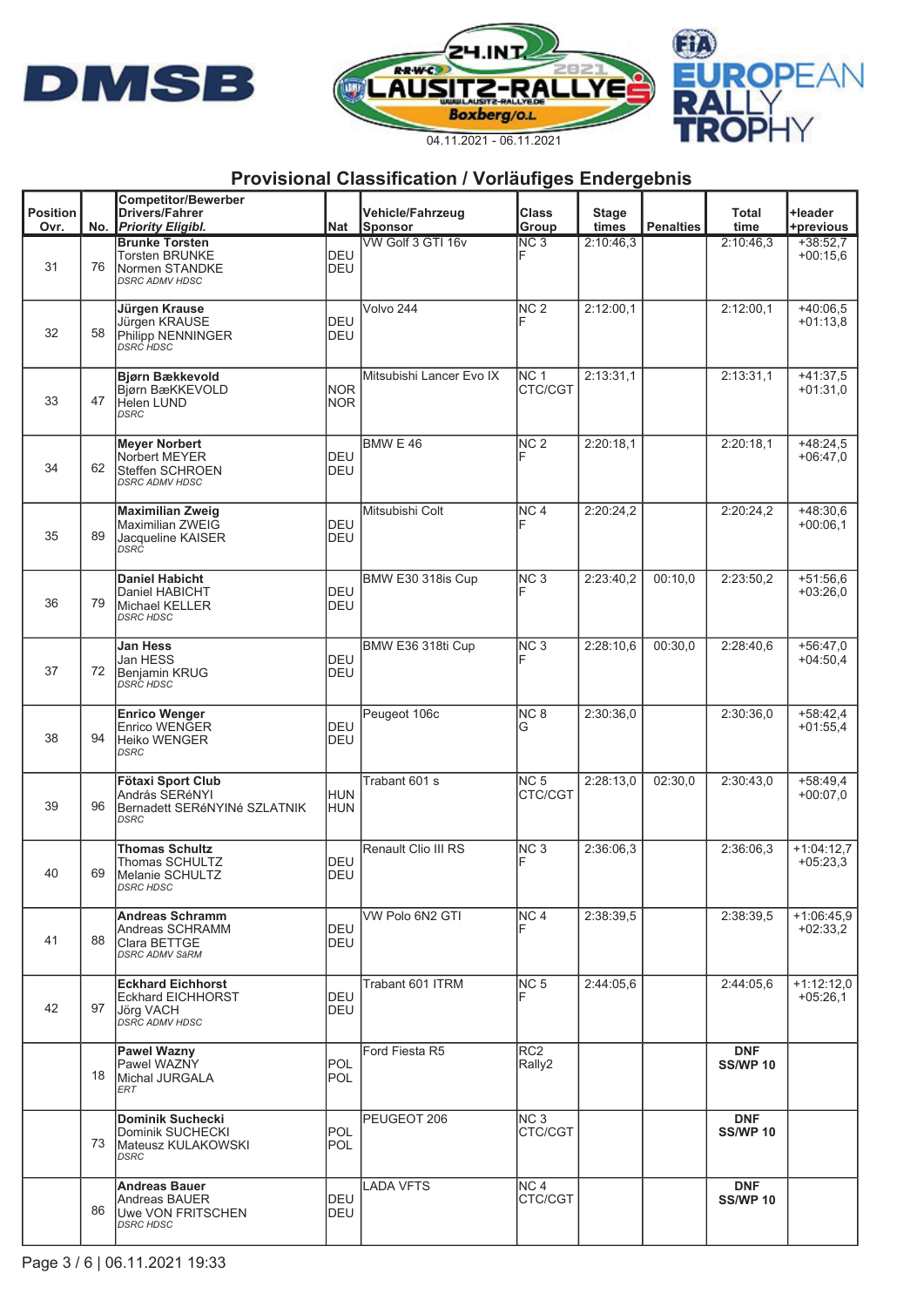04.11.2021 - 06.11.2021

## Provisional Classification / Vorläufiges Endergebnis

| Position Ovr. | No. | Competitor/Bewerber Drivers/Fahrer *Priority Eligibl.* | Nat | Vehicle/Fahrzeug Sponsor | Class Group | Stage times | Penalties | Total time | +leader +previous |
|---|---|---|---|---|---|---|---|---|---|
| 31 | 76 | **Brunke Torsten** Torsten BRUNKE Normen STANDKE *DSRC ADMV HDSC* | DEU DEU | VW Golf 3 GTI 16v | NC 3 F | 2:10:46,3 | | 2:10:46,3 | +38:52,7 +00:15,6 |
| 32 | 58 | **Jürgen Krause** Jürgen KRAUSE Philipp NENNINGER *DSRC HDSC* | DEU DEU | Volvo 244 | NC 2 F | 2:12:00,1 | | 2:12:00,1 | +40:06,5 +01:13,8 |
| 33 | 47 | **Bjørn Bækkevold** Bjørn BæKKEVOLD Helen LUND *DSRC* | NOR NOR | Mitsubishi Lancer Evo IX | NC 1 CTC/CGT | 2:13:31,1 | | 2:13:31,1 | +41:37,5 +01:31,0 |
| 34 | 62 | **Meyer Norbert** Norbert MEYER Steffen SCHRÖEN *DSRC ADMV HDSC* | DEU DEU | BMW E 46 | NC 2 F | 2:20:18,1 | | 2:20:18,1 | +48:24,5 +06:47,0 |
| 35 | 89 | **Maximilian Zweig** Maximilian ZWEIG Jacqueline KAISER *DSRC* | DEU DEU | Mitsubishi Colt | NC 4 F | 2:20:24,2 | | 2:20:24,2 | +48:30,6 +00:06,1 |
| 36 | 79 | **Daniel Habicht** Daniel HABICHT Michael KELLER *DSRC HDSC* | DEU DEU | BMW E30 318is Cup | NC 3 F | 2:23:40,2 | 00:10,0 | 2:23:50,2 | +51:56,6 +03:26,0 |
| 37 | 72 | **Jan Hess** Jan HESS Benjamin KRUG *DSRC HDSC* | DEU DEU | BMW E36 318ti Cup | NC 3 F | 2:28:10,6 | 00:30,0 | 2:28:40,6 | +56:47,0 +04:50,4 |
| 38 | 94 | **Enrico Wenger** Enrico WENGER Heiko WENGER *DSRC* | DEU DEU | Peugeot 106c | NC 8 G | 2:30:36,0 | | 2:30:36,0 | +58:42,4 +01:55,4 |
| 39 | 96 | **Fötaxi Sport Club** András SERéNYI Bernadett SERéNYINé SZLATNIK *DSRC* | HUN HUN | Trabant 601 s | NC 5 CTC/CGT | 2:28:13,0 | 02:30,0 | 2:30:43,0 | +58:49,4 +00:07,0 |
| 40 | 69 | **Thomas Schultz** Thomas SCHULTZ Melanie SCHULTZ *DSRC HDSC* | DEU DEU | Renault Clio III RS | NC 3 F | 2:36:06,3 | | 2:36:06,3 | +1:04:12,7 +05:23,3 |
| 41 | 88 | **Andreas Schramm** Andreas SCHRAMM Clara BETTGE *DSRC ADMV SäRM* | DEU DEU | VW Polo 6N2 GTI | NC 4 F | 2:38:39,5 | | 2:38:39,5 | +1:06:45,9 +02:33,2 |
| 42 | 97 | **Eckhard Eichhorst** Eckhard EICHHORST Jörg VACH *DSRC ADMV HDSC* | DEU DEU | Trabant 601 ITRM | NC 5 F | 2:44:05,6 | | 2:44:05,6 | +1:12:12,0 +05:26,1 |
| | 18 | **Pawel Wazny** Pawel WAZNY Michal JURGALA *ERT* | POL POL | Ford Fiesta R5 | RC2 Rally2 | | | **DNF SS/WP 10** | |
| | 73 | **Dominik Suchecki** Dominik SUCHECKI Mateusz KULAKOWSKI *DSRC* | POL POL | PEUGEOT 206 | NC 3 CTC/CGT | | | **DNF SS/WP 10** | |
| | 86 | **Andreas Bauer** Andreas BAUER Uwe VON FRITSCHEN *DSRC HDSC* | DEU DEU | LADA VFTS | NC 4 CTC/CGT | | | **DNF SS/WP 10** | |

Page 3 / 6 | 06.11.2021 19:33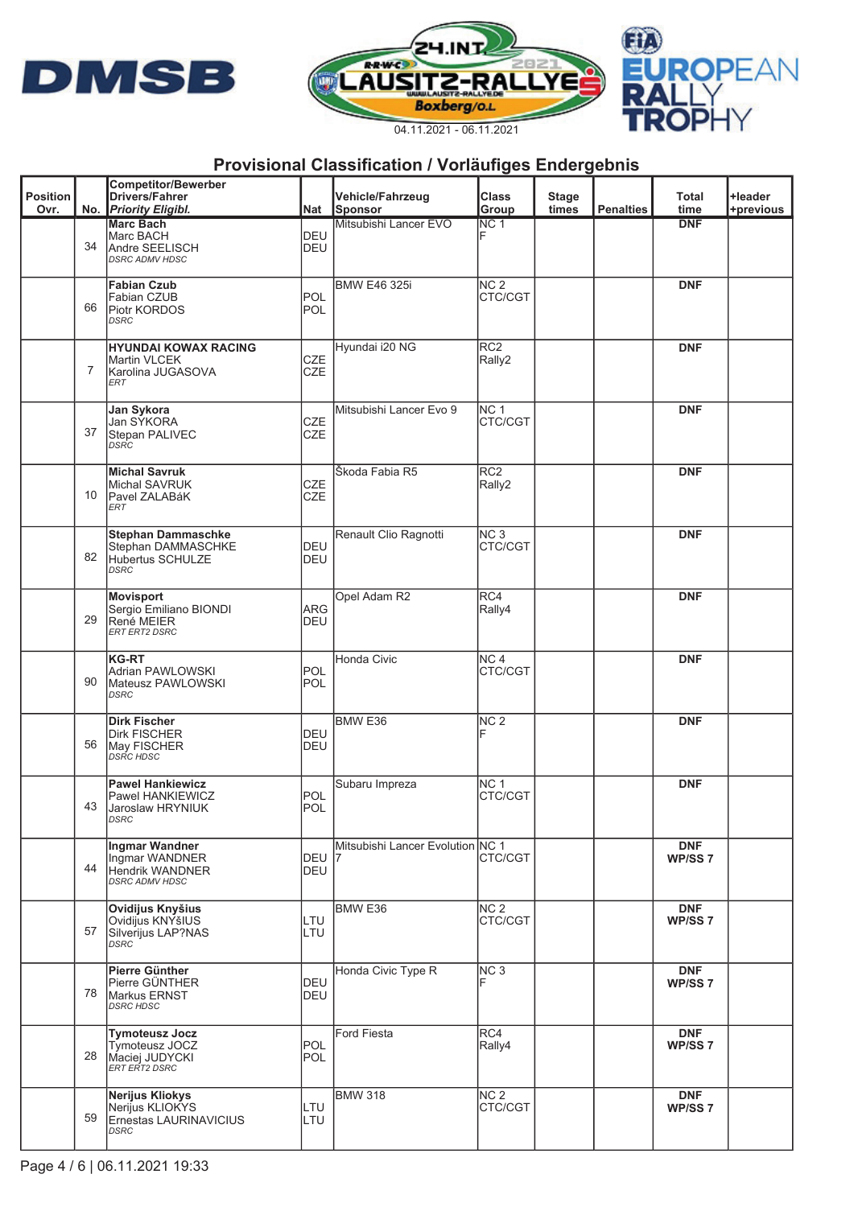## Provisional Classification / Vorläufiges Endergebnis

| Position Ovr. | No. | Competitor/Bewerber Drivers/Fahrer *Priority Eligibl.* | Nat | Vehicle/Fahrzeug Sponsor | Class Group | Stage times | Penalties | Total time | +leader +previous |
|---|---|---|---|---|---|---|---|---|---|
| | 34 | **Marc Bach** Marc BACH Andre SEELISCH *DSRC ADMV HDSC* | DEU DEU | Mitsubishi Lancer EVO | NC 1 F | | | **DNF** | |
| | 66 | **Fabian Czub** Fabian CZUB Piotr KORDOS *DSRC* | POL POL | BMW E46 325i | NC 2 CTC/CGT | | | **DNF** | |
| | 7 | **HYUNDAI KOWAX RACING** Martin VLCEK Karolina JUGASOVA *ERT* | CZE CZE | Hyundai i20 NG | RC2 Rally2 | | | **DNF** | |
| | 37 | **Jan Sykora** Jan SYKORA Stepan PALIVEC *DSRC* | CZE CZE | Mitsubishi Lancer Evo 9 | NC 1 CTC/CGT | | | **DNF** | |
| | 10 | **Michal Savruk** Michal SAVRUK Pavel ZALABáK *ERT* | CZE CZE | Škoda Fabia R5 | RC2 Rally2 | | | **DNF** | |
| | 82 | **Stephan Dammaschke** Stephan DAMMASCHKE Hubertus SCHULZE *DSRC* | DEU DEU | Renault Clio Ragnotti | NC 3 CTC/CGT | | | **DNF** | |
| | 29 | **Movisport** Sergio Emiliano BIONDI René MEIER *ERT ERT2 DSRC* | ARG DEU | Opel Adam R2 | RC4 Rally4 | | | **DNF** | |
| | 90 | **KG-RT** Adrian PAWLOWSKI Mateusz PAWLOWSKI *DSRC* | POL POL | Honda Civic | NC 4 CTC/CGT | | | **DNF** | |
| | 56 | **Dirk Fischer** Dirk FISCHER May FISCHER *DSRC HDSC* | DEU DEU | BMW E36 | NC 2 F | | | **DNF** | |
| | 43 | **Pawel Hankiewicz** Pawel HANKIEWICZ Jaroslaw HRYNIUK *DSRC* | POL POL | Subaru Impreza | NC 1 CTC/CGT | | | **DNF** | |
| | 44 | **Ingmar Wandner** Ingmar WANDNER Hendrik WANDNER *DSRC ADMV HDSC* | DEU DEU | Mitsubishi Lancer Evolution 7 | NC 1 CTC/CGT | | | **DNF WP/SS 7** | |
| | 57 | **Ovidijus Knyšius** Ovidijus KNYšIUS Silverijus LAP?NAS *DSRC* | LTU LTU | BMW E36 | NC 2 CTC/CGT | | | **DNF WP/SS 7** | |
| | 78 | **Pierre Günther** Pierre GÜNTHER Markus ERNST *DSRC HDSC* | DEU DEU | Honda Civic Type R | NC 3 F | | | **DNF WP/SS 7** | |
| | 28 | **Tymoteusz Jocz** Tymoteusz JOCZ Maciej JUDYCKI *ERT ERT2 DSRC* | POL POL | Ford Fiesta | RC4 Rally4 | | | **DNF WP/SS 7** | |
| | 59 | **Nerijus Kliokys** Nerijus KLIOKYS Ernestas LAURINAVICIUS *DSRC* | LTU LTU | BMW 318 | NC 2 CTC/CGT | | | **DNF WP/SS 7** | |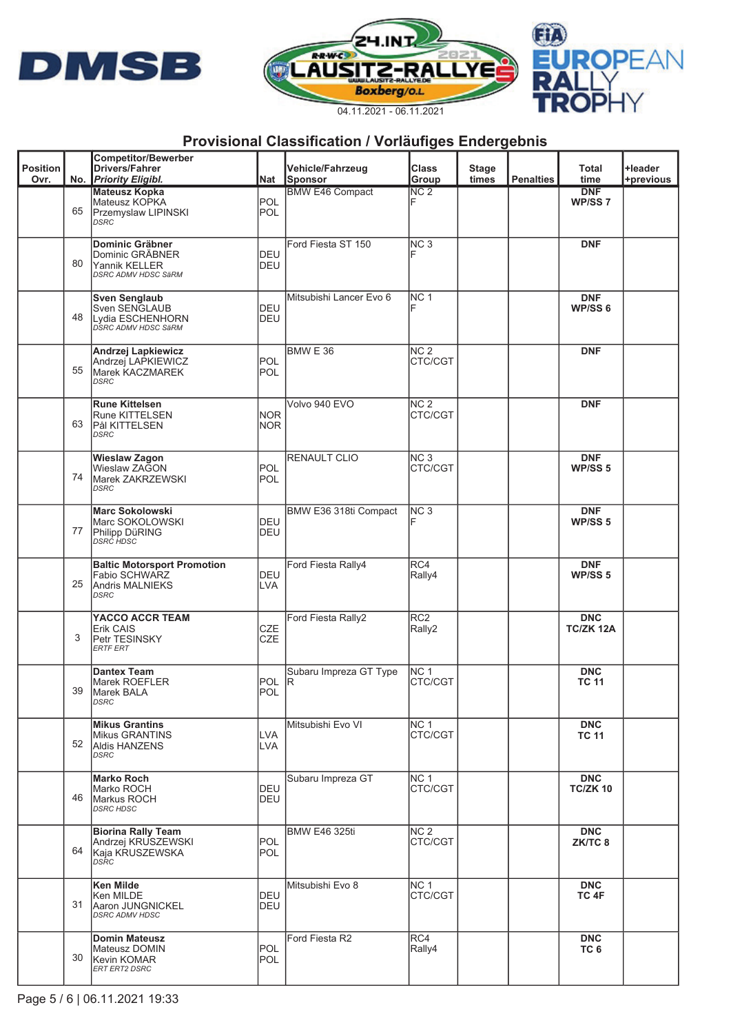24.INT. LAUSITZ-RALLYE 2021 Boxberg/O.L.

04.11.2021 - 06.11.2021

## Provisional Classification / Vorläufiges Endergebnis

| Position Ovr. | No. | Competitor/Bewerber Drivers/Fahrer *Priority Eligibl.* | Nat | Vehicle/Fahrzeug Sponsor | Class Group | Stage times | Penalties | Total time | +leader +previous |
|---|---|---|---|---|---|---|---|---|---|
| | 65 | **Mateusz Kopka** Mateusz KOPKA Przemyslaw LIPINSKI *DSRC* | POL POL | BMW E46 Compact | NC 2 F | | | **DNF WP/SS 7** | |
| | 80 | **Dominic Gräbner** Dominic GRÄBNER Yannik KELLER *DSRC ADMV HDSC SäRM* | DEU DEU | Ford Fiesta ST 150 | NC 3 F | | | **DNF** | |
| | 48 | **Sven Senglaub** Sven SENGLAUB Lydia ESCHENHORN *DSRC ADMV HDSC SäRM* | DEU DEU | Mitsubishi Lancer Evo 6 | NC 1 F | | | **DNF WP/SS 6** | |
| | 55 | **Andrzej Lapkiewicz** Andrzej LAPKIEWICZ Marek KACZMAREK *DSRC* | POL POL | BMW E 36 | NC 2 CTC/CGT | | | **DNF** | |
| | 63 | **Rune Kittelsen** Rune KITTELSEN Pål KITTELSEN *DSRC* | NOR NOR | Volvo 940 EVO | NC 2 CTC/CGT | | | **DNF** | |
| | 74 | **Wieslaw Zagon** Wieslaw ZAGON Marek ZAKRZEWSKI *DSRC* | POL POL | RENAULT CLIO | NC 3 CTC/CGT | | | **DNF WP/SS 5** | |
| | 77 | **Marc Sokolowski** Marc SOKOLOWSKI Philipp DüRING *DSRC HDSC* | DEU DEU | BMW E36 318ti Compact | NC 3 F | | | **DNF WP/SS 5** | |
| | 25 | **Baltic Motorsport Promotion** Fabio SCHWARZ Andris MALNIEKS *DSRC* | DEU LVA | Ford Fiesta Rally4 | RC4 Rally4 | | | **DNF WP/SS 5** | |
| | 3 | **YACCO ACCR TEAM** Erik CAIS Petr TESINSKY *ERTF ERT* | CZE CZE | Ford Fiesta Rally2 | RC2 Rally2 | | | **DNC TC/ZK 12A** | |
| | 39 | **Dantex Team** Marek ROEFLER Marek BALA *DSRC* | POL POL | Subaru Impreza GT Type R | NC 1 CTC/CGT | | | **DNC TC 11** | |
| | 52 | **Mikus Grantins** Mikus GRANTINS Aldis HANZENS *DSRC* | LVA LVA | Mitsubishi Evo VI | NC 1 CTC/CGT | | | **DNC TC 11** | |
| | 46 | **Marko Roch** Marko ROCH Markus ROCH *DSRC HDSC* | DEU DEU | Subaru Impreza GT | NC 1 CTC/CGT | | | **DNC TC/ZK 10** | |
| | 64 | **Biorina Rally Team** Andrzej KRUSZEWSKI Kaja KRUSZEWSKA *DSRC* | POL POL | BMW E46 325ti | NC 2 CTC/CGT | | | **DNC ZK/TC 8** | |
| | 31 | **Ken Milde** Ken MILDE Aaron JUNGNICKEL *DSRC ADMV HDSC* | DEU DEU | Mitsubishi Evo 8 | NC 1 CTC/CGT | | | **DNC TC 4F** | |
| | 30 | **Domin Mateusz** Mateusz DOMIN Kevin KOMAR *ERT ERT2 DSRC* | POL POL | Ford Fiesta R2 | RC4 Rally4 | | | **DNC TC 6** | |

06.11.2021 19:33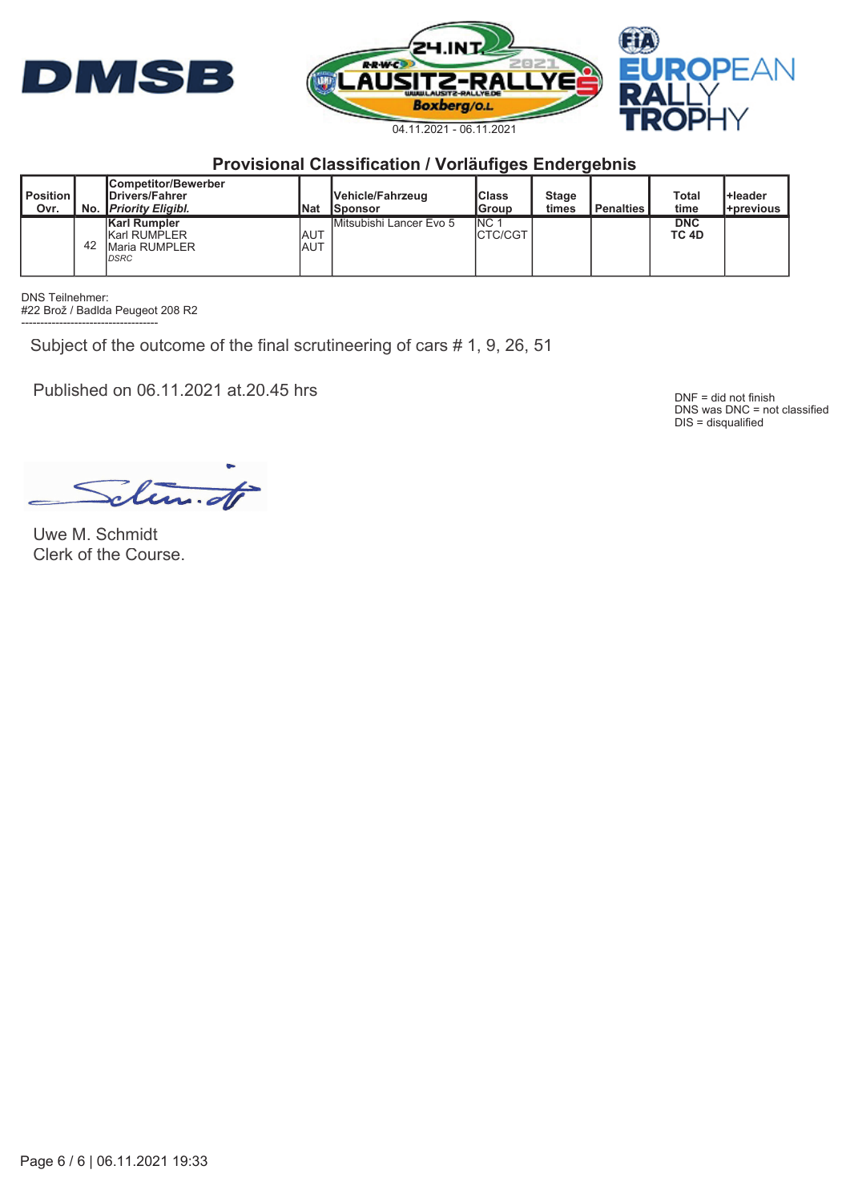04.11.2021 - 06.11.2021

## Provisional Classification / Vorläufiges Endergebnis

| Position Ovr. | No. | Competitor/Bewerber Drivers/Fahrer *Priority Eligibl.* | Nat | Vehicle/Fahrzeug Sponsor | Class Group | Stage times | Penalties | Total time | +leader +previous |
|---|---|---|---|---|---|---|---|---|---|
| | 42 | **Karl Rumpler** Karl RUMPLER Maria RUMPLER *DSRC* | AUT AUT | Mitsubishi Lancer Evo 5 | NC 1 CTC/CGT | | | **DNC TC 4D** | |

DNS Teilnehmer:
#22 Brož / Badlda Peugeot 208 R2
------------------------------------

Subject of the outcome of the final scrutineering of cars # 1, 9, 26, 51

Published on 06.11.2021 at.20.45 hrs

DNF = did not finish
DNS was DNC = not classified
DIS = disqualified

Uwe M. Schmidt
Clerk of the Course.